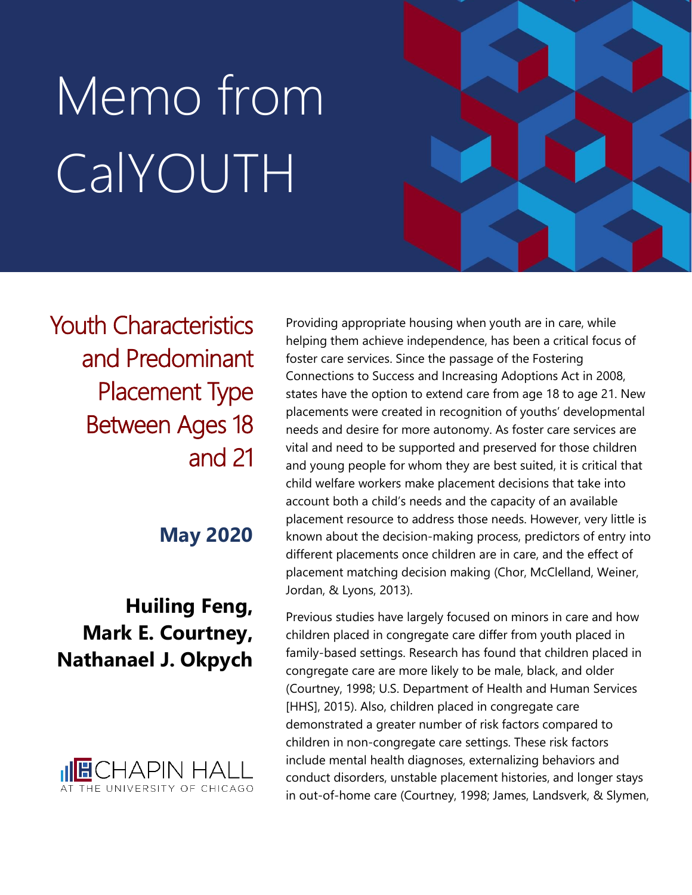# Memo from CalYOUTH

## Youth Characteristics and Predominant Placement Type Between Ages 18 and 21

**May 2020**

**Huiling Feng, Mark E. Courtney, Nathanael J. Okpych**

CHAPIN HALL AT THE UNIVERSITY OF CHICAGO

Providing appropriate housing when youth are in care, while helping them achieve independence, has been a critical focus of foster care services. Since the passage of the Fostering Connections to Success and Increasing Adoptions Act in 2008, states have the option to extend care from age 18 to age 21. New placements were created in recognition of youths' developmental needs and desire for more autonomy. As foster care services are vital and need to be supported and preserved for those children and young people for whom they are best suited, it is critical that child welfare workers make placement decisions that take into account both a child's needs and the capacity of an available placement resource to address those needs. However, very little is known about the decision-making process, predictors of entry into different placements once children are in care, and the effect of placement matching decision making (Chor, McClelland, Weiner, Jordan, & Lyons, 2013).

Previous studies have largely focused on minors in care and how children placed in congregate care differ from youth placed in family-based settings. Research has found that children placed in congregate care are more likely to be male, black, and older (Courtney, 1998; U.S. Department of Health and Human Services [HHS], 2015). Also, children placed in congregate care demonstrated a greater number of risk factors compared to children in non-congregate care settings. These risk factors include mental health diagnoses, externalizing behaviors and conduct disorders, unstable placement histories, and longer stays in out-of-home care (Courtney, 1998; James, Landsverk, & Slymen,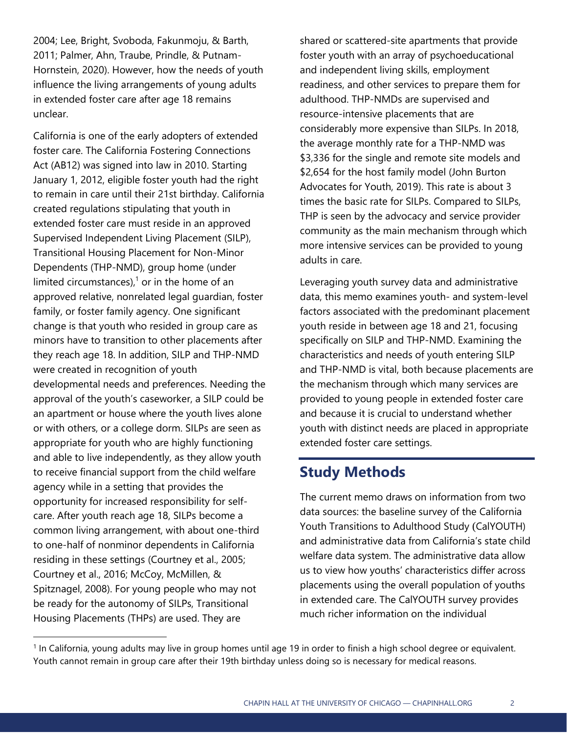2004; Lee, Bright, Svoboda, Fakunmoju, & Barth, 2011; Palmer, Ahn, Traube, Prindle, & Putnam-Hornstein, 2020). However, how the needs of youth influence the living arrangements of young adults in extended foster care after age 18 remains unclear.

California is one of the early adopters of extended foster care. The California Fostering Connections Act (AB12) was signed into law in 2010. Starting January 1, 2012, eligible foster youth had the right to remain in care until their 21st birthday. California created regulations stipulating that youth in extended foster care must reside in an approved Supervised Independent Living Placement (SILP), Transitional Housing Placement for Non-Minor Dependents (THP-NMD), group home (under limited circumstances),[1] or in the home of an approved relative, nonrelated legal guardian, foster family, or foster family agency. One significant change is that youth who resided in group care as minors have to transition to other placements after they reach age 18. In addition, SILP and THP-NMD were created in recognition of youth developmental needs and preferences. Needing the approval of the youth's caseworker, a SILP could be an apartment or house where the youth lives alone or with others, or a college dorm. SILPs are seen as appropriate for youth who are highly functioning and able to live independently, as they allow youth to receive financial support from the child welfare agency while in a setting that provides the opportunity for increased responsibility for self-care. After youth reach age 18, SILPs become a common living arrangement, with about one-third to one-half of nonminor dependents in California residing in these settings (Courtney et al., 2005; Courtney et al., 2016; McCoy, McMillen, & Spitznagel, 2008). For young people who may not be ready for the autonomy of SILPs, Transitional Housing Placements (THPs) are used. They are shared or scattered-site apartments that provide foster youth with an array of psychoeducational and independent living skills, employment readiness, and other services to prepare them for adulthood. THP-NMDs are supervised and resource-intensive placements that are considerably more expensive than SILPs. In 2018, the average monthly rate for a THP-NMD was $3,336 for the single and remote site models and $2,654 for the host family model (John Burton Advocates for Youth, 2019). This rate is about 3 times the basic rate for SILPs. Compared to SILPs, THP is seen by the advocacy and service provider community as the main mechanism through which more intensive services can be provided to young adults in care.

Leveraging youth survey data and administrative data, this memo examines youth- and system-level factors associated with the predominant placement youth reside in between age 18 and 21, focusing specifically on SILP and THP-NMD. Examining the characteristics and needs of youth entering SILP and THP-NMD is vital, both because placements are the mechanism through which many services are provided to young people in extended foster care and because it is crucial to understand whether youth with distinct needs are placed in appropriate extended foster care settings.

## Study Methods

The current memo draws on information from two data sources: the baseline survey of the California Youth Transitions to Adulthood Study (CalYOUTH) and administrative data from California's state child welfare data system. The administrative data allow us to view how youths' characteristics differ across placements using the overall population of youths in extended care. The CalYOUTH survey provides much richer information on the individual

[1] In California, young adults may live in group homes until age 19 in order to finish a high school degree or equivalent. Youth cannot remain in group care after their 19th birthday unless doing so is necessary for medical reasons.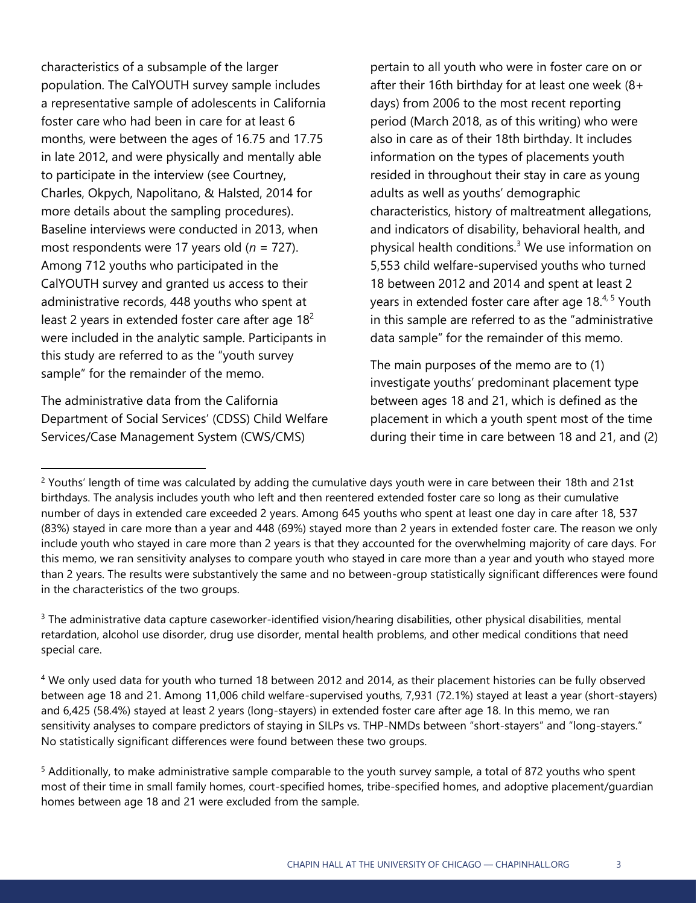characteristics of a subsample of the larger population. The CalYOUTH survey sample includes a representative sample of adolescents in California foster care who had been in care for at least 6 months, were between the ages of 16.75 and 17.75 in late 2012, and were physically and mentally able to participate in the interview (see Courtney, Charles, Okpych, Napolitano, & Halsted, 2014 for more details about the sampling procedures). Baseline interviews were conducted in 2013, when most respondents were 17 years old (*n* = 727). Among 712 youths who participated in the CalYOUTH survey and granted us access to their administrative records, 448 youths who spent at least 2 years in extended foster care after age 18[2] were included in the analytic sample. Participants in this study are referred to as the "youth survey sample" for the remainder of the memo.

The administrative data from the California Department of Social Services' (CDSS) Child Welfare Services/Case Management System (CWS/CMS) pertain to all youth who were in foster care on or after their 16th birthday for at least one week (8+ days) from 2006 to the most recent reporting period (March 2018, as of this writing) who were also in care as of their 18th birthday. It includes information on the types of placements youth resided in throughout their stay in care as young adults as well as youths' demographic characteristics, history of maltreatment allegations, and indicators of disability, behavioral health, and physical health conditions.[3] We use information on 5,553 child welfare-supervised youths who turned 18 between 2012 and 2014 and spent at least 2 years in extended foster care after age 18.[4, 5] Youth in this sample are referred to as the "administrative data sample" for the remainder of this memo.

The main purposes of the memo are to (1) investigate youths' predominant placement type between ages 18 and 21, which is defined as the placement in which a youth spent most of the time during their time in care between 18 and 21, and (2)

---

[2] Youths' length of time was calculated by adding the cumulative days youth were in care between their 18th and 21st birthdays. The analysis includes youth who left and then reentered extended foster care so long as their cumulative number of days in extended care exceeded 2 years. Among 645 youths who spent at least one day in care after 18, 537 (83%) stayed in care more than a year and 448 (69%) stayed more than 2 years in extended foster care. The reason we only include youth who stayed in care more than 2 years is that they accounted for the overwhelming majority of care days. For this memo, we ran sensitivity analyses to compare youth who stayed in care more than a year and youth who stayed more than 2 years. The results were substantively the same and no between-group statistically significant differences were found in the characteristics of the two groups.

[3] The administrative data capture caseworker-identified vision/hearing disabilities, other physical disabilities, mental retardation, alcohol use disorder, drug use disorder, mental health problems, and other medical conditions that need special care.

[4] We only used data for youth who turned 18 between 2012 and 2014, as their placement histories can be fully observed between age 18 and 21. Among 11,006 child welfare-supervised youths, 7,931 (72.1%) stayed at least a year (short-stayers) and 6,425 (58.4%) stayed at least 2 years (long-stayers) in extended foster care after age 18. In this memo, we ran sensitivity analyses to compare predictors of staying in SILPs vs. THP-NMDs between "short-stayers" and "long-stayers." No statistically significant differences were found between these two groups.

[5] Additionally, to make administrative sample comparable to the youth survey sample, a total of 872 youths who spent most of their time in small family homes, court-specified homes, tribe-specified homes, and adoptive placement/guardian homes between age 18 and 21 were excluded from the sample.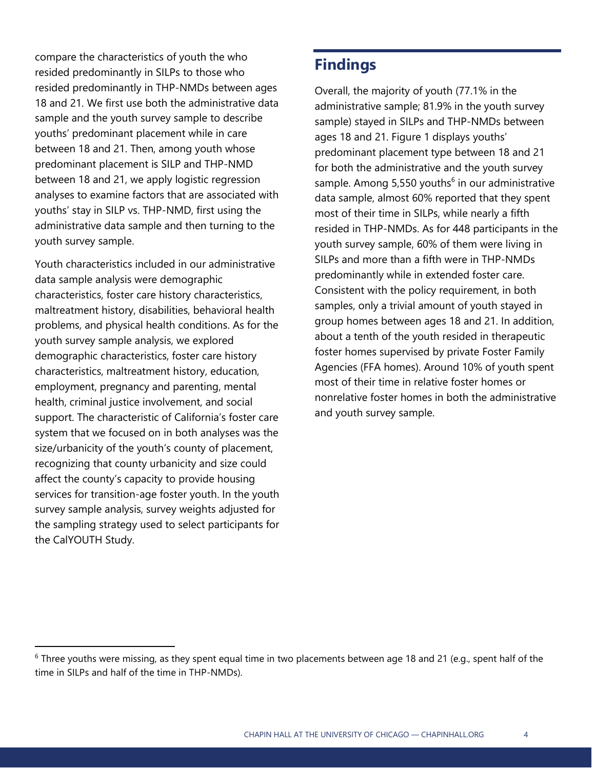compare the characteristics of youth the who resided predominantly in SILPs to those who resided predominantly in THP-NMDs between ages 18 and 21. We first use both the administrative data sample and the youth survey sample to describe youths' predominant placement while in care between 18 and 21. Then, among youth whose predominant placement is SILP and THP-NMD between 18 and 21, we apply logistic regression analyses to examine factors that are associated with youths' stay in SILP vs. THP-NMD, first using the administrative data sample and then turning to the youth survey sample.

Youth characteristics included in our administrative data sample analysis were demographic characteristics, foster care history characteristics, maltreatment history, disabilities, behavioral health problems, and physical health conditions. As for the youth survey sample analysis, we explored demographic characteristics, foster care history characteristics, maltreatment history, education, employment, pregnancy and parenting, mental health, criminal justice involvement, and social support. The characteristic of California's foster care system that we focused on in both analyses was the size/urbanicity of the youth's county of placement, recognizing that county urbanicity and size could affect the county's capacity to provide housing services for transition-age foster youth. In the youth survey sample analysis, survey weights adjusted for the sampling strategy used to select participants for the CalYOUTH Study.

## Findings

Overall, the majority of youth (77.1% in the administrative sample; 81.9% in the youth survey sample) stayed in SILPs and THP-NMDs between ages 18 and 21. Figure 1 displays youths' predominant placement type between 18 and 21 for both the administrative and the youth survey sample. Among 5,550 youths[6] in our administrative data sample, almost 60% reported that they spent most of their time in SILPs, while nearly a fifth resided in THP-NMDs. As for 448 participants in the youth survey sample, 60% of them were living in SILPs and more than a fifth were in THP-NMDs predominantly while in extended foster care. Consistent with the policy requirement, in both samples, only a trivial amount of youth stayed in group homes between ages 18 and 21. In addition, about a tenth of the youth resided in therapeutic foster homes supervised by private Foster Family Agencies (FFA homes). Around 10% of youth spent most of their time in relative foster homes or nonrelative foster homes in both the administrative and youth survey sample.

[6] Three youths were missing, as they spent equal time in two placements between age 18 and 21 (e.g., spent half of the time in SILPs and half of the time in THP-NMDs).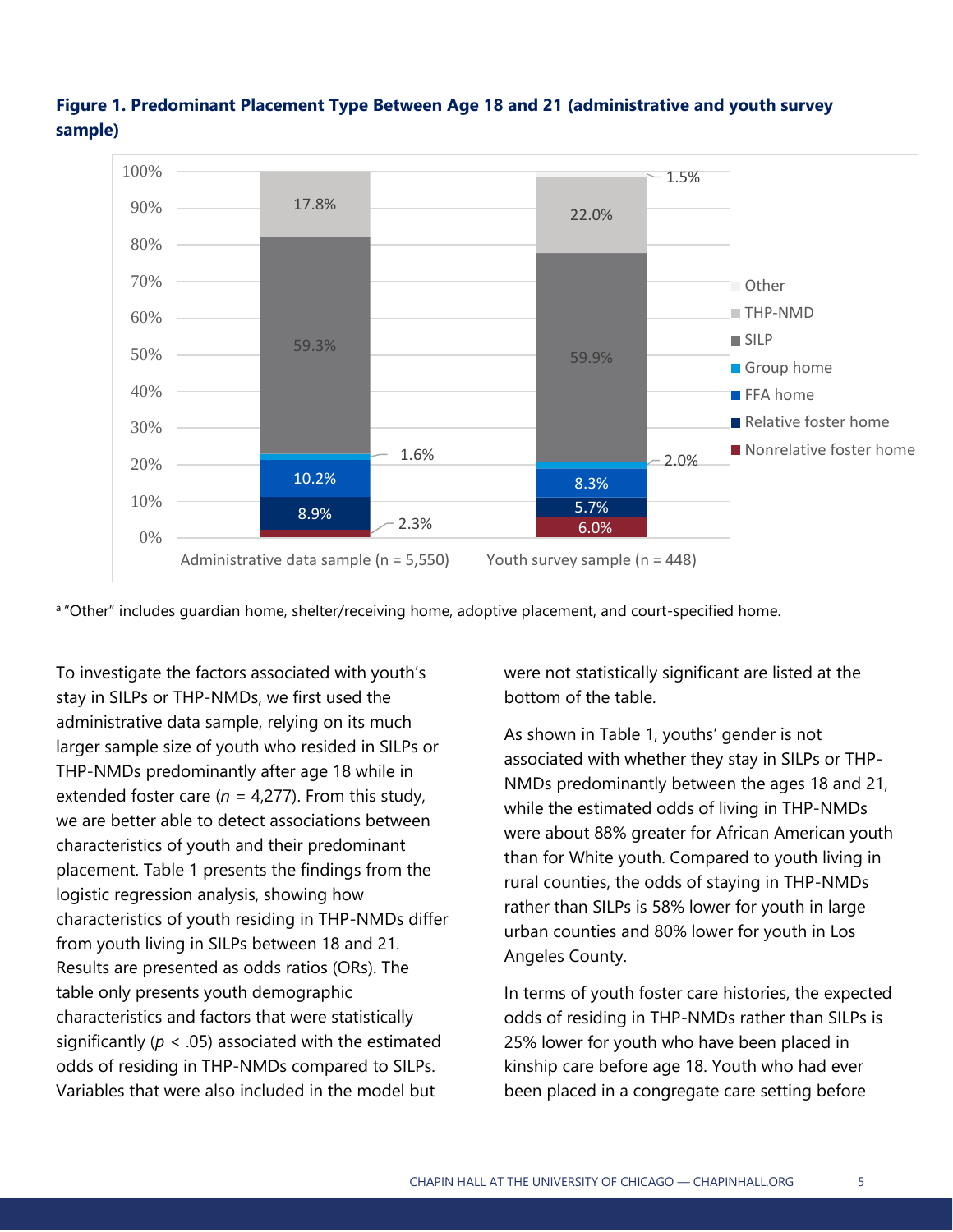**Figure 1. Predominant Placement Type Between Age 18 and 21 (administrative and youth survey sample)**

| Placement type | Administrative data sample (n = 5,550) | Youth survey sample (n = 448) |
|---|---|---|
| Other[a] | | 1.5% |
| THP-NMD | 17.8% | 22.0% |
| SILP | 59.3% | 59.9% |
| Group home | 1.6% | 2.0% |
| FFA home | 10.2% | 8.3% |
| Relative foster home | 8.9% | 5.7% |
| Nonrelative foster home | 2.3% | 6.0% |

[a] "Other" includes guardian home, shelter/receiving home, adoptive placement, and court-specified home.

To investigate the factors associated with youth's stay in SILPs or THP-NMDs, we first used the administrative data sample, relying on its much larger sample size of youth who resided in SILPs or THP-NMDs predominantly after age 18 while in extended foster care (*n* = 4,277). From this study, we are better able to detect associations between characteristics of youth and their predominant placement. Table 1 presents the findings from the logistic regression analysis, showing how characteristics of youth residing in THP-NMDs differ from youth living in SILPs between 18 and 21. Results are presented as odds ratios (ORs). The table only presents youth demographic characteristics and factors that were statistically significantly ($p$ < .05) associated with the estimated odds of residing in THP-NMDs compared to SILPs. Variables that were also included in the model but were not statistically significant are listed at the bottom of the table.

As shown in Table 1, youths' gender is not associated with whether they stay in SILPs or THP-NMDs predominantly between the ages 18 and 21, while the estimated odds of living in THP-NMDs were about 88% greater for African American youth than for White youth. Compared to youth living in rural counties, the odds of staying in THP-NMDs rather than SILPs is 58% lower for youth in large urban counties and 80% lower for youth in Los Angeles County.

In terms of youth foster care histories, the expected odds of residing in THP-NMDs rather than SILPs is 25% lower for youth who have been placed in kinship care before age 18. Youth who had ever been placed in a congregate care setting before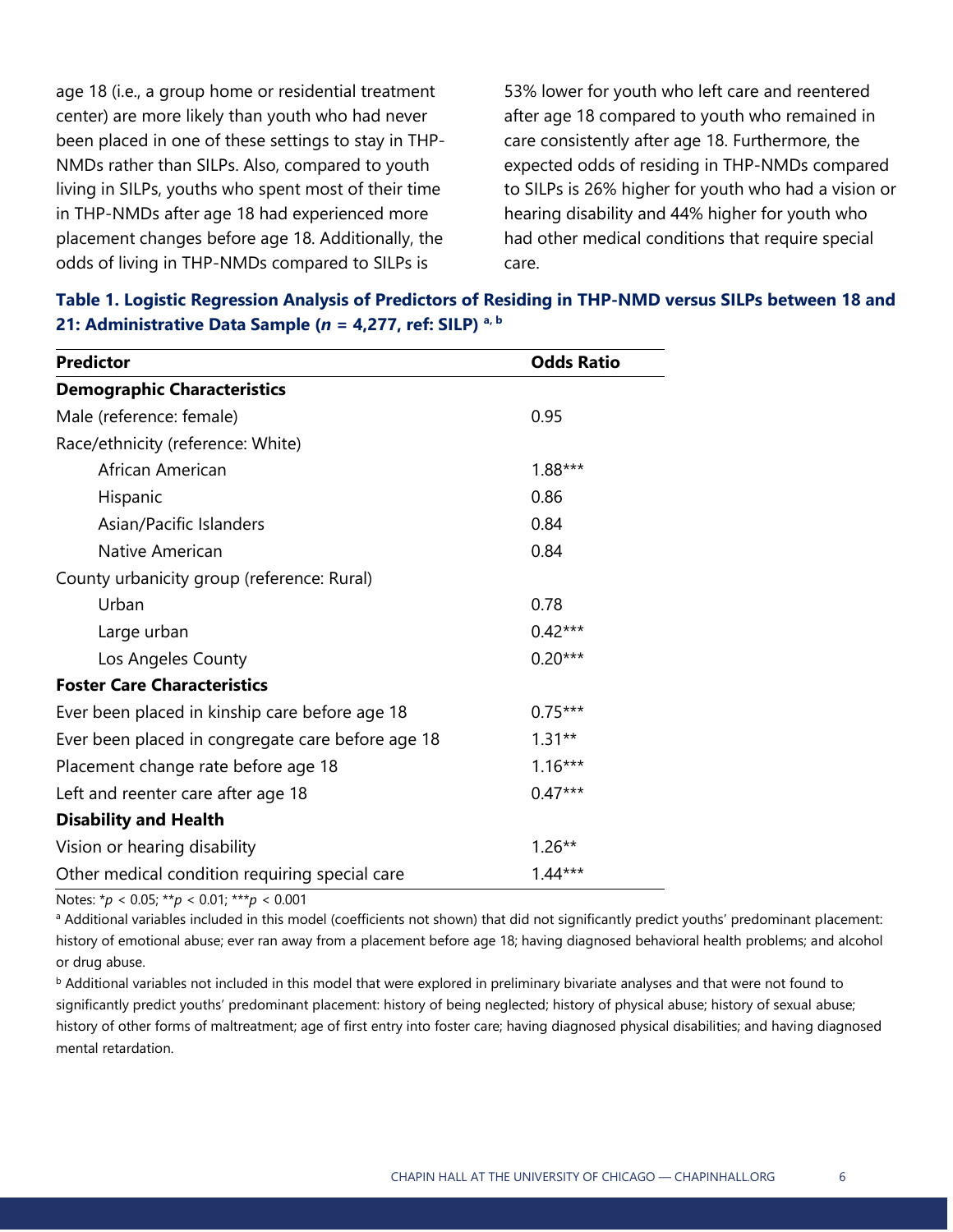age 18 (i.e., a group home or residential treatment center) are more likely than youth who had never been placed in one of these settings to stay in THP-NMDs rather than SILPs. Also, compared to youth living in SILPs, youths who spent most of their time in THP-NMDs after age 18 had experienced more placement changes before age 18. Additionally, the odds of living in THP-NMDs compared to SILPs is 53% lower for youth who left care and reentered after age 18 compared to youth who remained in care consistently after age 18. Furthermore, the expected odds of residing in THP-NMDs compared to SILPs is 26% higher for youth who had a vision or hearing disability and 44% higher for youth who had other medical conditions that require special care.

**Table 1. Logistic Regression Analysis of Predictors of Residing in THP-NMD versus SILPs between 18 and 21: Administrative Data Sample (*n* = 4,277, ref: SILP) [a, b]**

| Predictor | Odds Ratio |
|---|---|
| **Demographic Characteristics** | |
| Male (reference: female) | 0.95 |
| Race/ethnicity (reference: White) | |
| African American | 1.88*** |
| Hispanic | 0.86 |
| Asian/Pacific Islanders | 0.84 |
| Native American | 0.84 |
| County urbanicity group (reference: Rural) | |
| Urban | 0.78 |
| Large urban | 0.42*** |
| Los Angeles County | 0.20*** |
| **Foster Care Characteristics** | |
| Ever been placed in kinship care before age 18 | 0.75*** |
| Ever been placed in congregate care before age 18 | 1.31** |
| Placement change rate before age 18 | 1.16*** |
| Left and reenter care after age 18 | 0.47*** |
| **Disability and Health** | |
| Vision or hearing disability | 1.26** |
| Other medical condition requiring special care | 1.44*** |

Notes: *$p < 0.05$; **$p < 0.01$; ***$p < 0.001$

[a] Additional variables included in this model (coefficients not shown) that did not significantly predict youths' predominant placement: history of emotional abuse; ever ran away from a placement before age 18; having diagnosed behavioral health problems; and alcohol or drug abuse.

[b] Additional variables not included in this model that were explored in preliminary bivariate analyses and that were not found to significantly predict youths' predominant placement: history of being neglected; history of physical abuse; history of sexual abuse; history of other forms of maltreatment; age of first entry into foster care; having diagnosed physical disabilities; and having diagnosed mental retardation.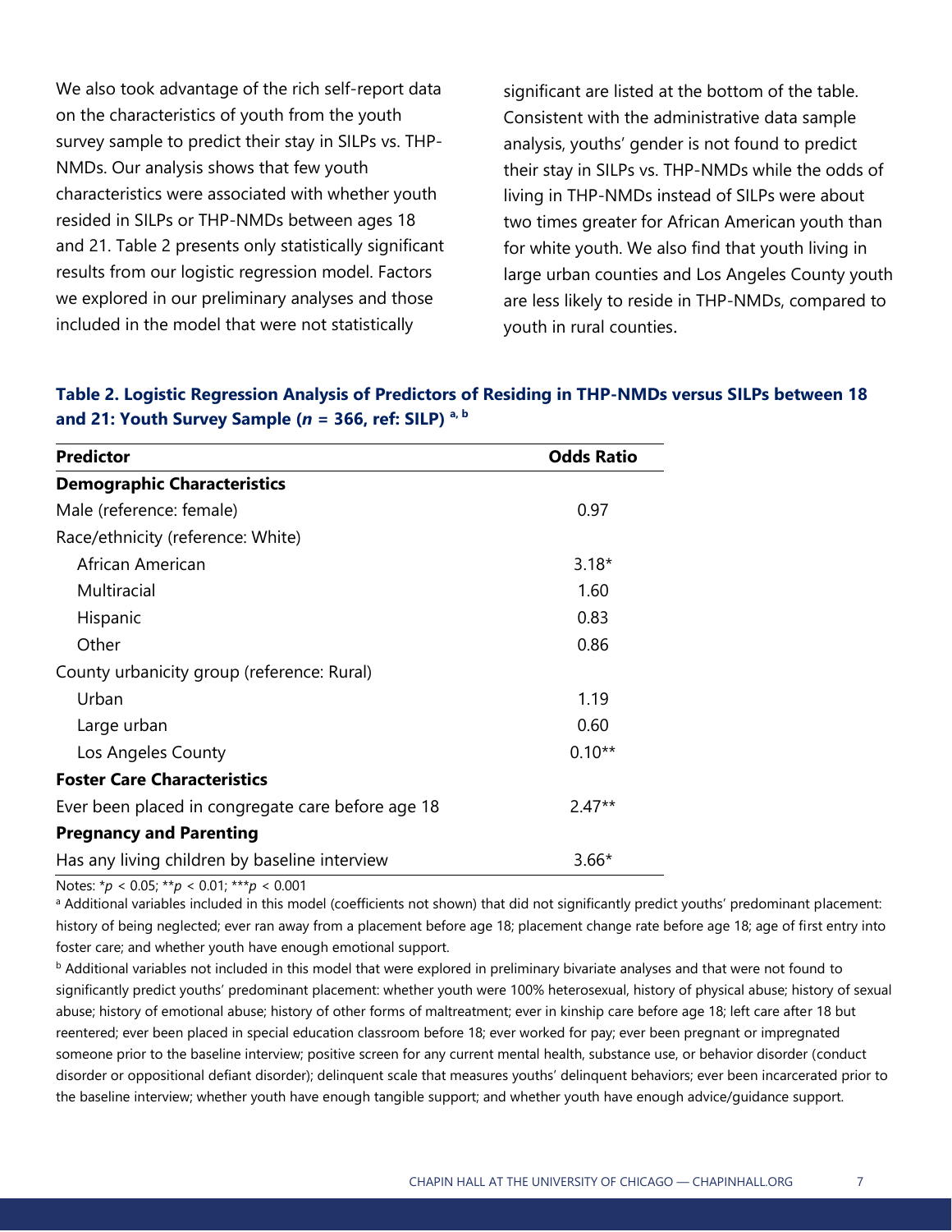We also took advantage of the rich self-report data on the characteristics of youth from the youth survey sample to predict their stay in SILPs vs. THP-NMDs. Our analysis shows that few youth characteristics were associated with whether youth resided in SILPs or THP-NMDs between ages 18 and 21. Table 2 presents only statistically significant results from our logistic regression model. Factors we explored in our preliminary analyses and those included in the model that were not statistically significant are listed at the bottom of the table. Consistent with the administrative data sample analysis, youths' gender is not found to predict their stay in SILPs vs. THP-NMDs while the odds of living in THP-NMDs instead of SILPs were about two times greater for African American youth than for white youth. We also find that youth living in large urban counties and Los Angeles County youth are less likely to reside in THP-NMDs, compared to youth in rural counties.

**Table 2. Logistic Regression Analysis of Predictors of Residing in THP-NMDs versus SILPs between 18 and 21: Youth Survey Sample (*n* = 366, ref: SILP) [a, b]**

| Predictor | Odds Ratio |
|---|---|
| **Demographic Characteristics** | |
| Male (reference: female) | 0.97 |
| Race/ethnicity (reference: White) | |
| African American | 3.18* |
| Multiracial | 1.60 |
| Hispanic | 0.83 |
| Other | 0.86 |
| County urbanicity group (reference: Rural) | |
| Urban | 1.19 |
| Large urban | 0.60 |
| Los Angeles County | 0.10** |
| **Foster Care Characteristics** | |
| Ever been placed in congregate care before age 18 | 2.47** |
| **Pregnancy and Parenting** | |
| Has any living children by baseline interview | 3.66* |

Notes: *$p < 0.05$; **$p < 0.01$; ***$p < 0.001$

[a] Additional variables included in this model (coefficients not shown) that did not significantly predict youths' predominant placement: history of being neglected; ever ran away from a placement before age 18; placement change rate before age 18; age of first entry into foster care; and whether youth have enough emotional support.

[b] Additional variables not included in this model that were explored in preliminary bivariate analyses and that were not found to significantly predict youths' predominant placement: whether youth were 100% heterosexual, history of physical abuse; history of sexual abuse; history of emotional abuse; history of other forms of maltreatment; ever in kinship care before age 18; left care after 18 but reentered; ever been placed in special education classroom before 18; ever worked for pay; ever been pregnant or impregnated someone prior to the baseline interview; positive screen for any current mental health, substance use, or behavior disorder (conduct disorder or oppositional defiant disorder); delinquent scale that measures youths' delinquent behaviors; ever been incarcerated prior to the baseline interview; whether youth have enough tangible support; and whether youth have enough advice/guidance support.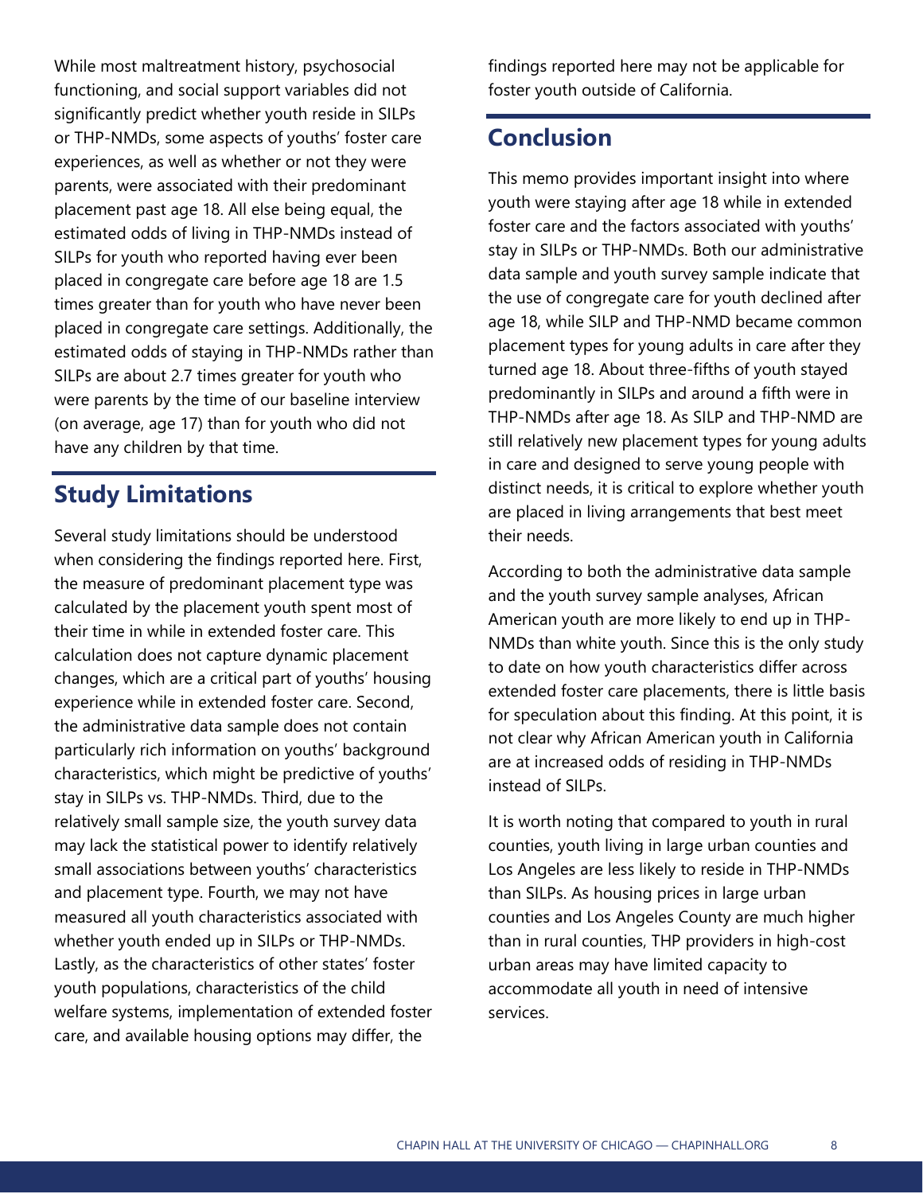While most maltreatment history, psychosocial functioning, and social support variables did not significantly predict whether youth reside in SILPs or THP-NMDs, some aspects of youths' foster care experiences, as well as whether or not they were parents, were associated with their predominant placement past age 18. All else being equal, the estimated odds of living in THP-NMDs instead of SILPs for youth who reported having ever been placed in congregate care before age 18 are 1.5 times greater than for youth who have never been placed in congregate care settings. Additionally, the estimated odds of staying in THP-NMDs rather than SILPs are about 2.7 times greater for youth who were parents by the time of our baseline interview (on average, age 17) than for youth who did not have any children by that time.

## Study Limitations

Several study limitations should be understood when considering the findings reported here. First, the measure of predominant placement type was calculated by the placement youth spent most of their time in while in extended foster care. This calculation does not capture dynamic placement changes, which are a critical part of youths' housing experience while in extended foster care. Second, the administrative data sample does not contain particularly rich information on youths' background characteristics, which might be predictive of youths' stay in SILPs vs. THP-NMDs. Third, due to the relatively small sample size, the youth survey data may lack the statistical power to identify relatively small associations between youths' characteristics and placement type. Fourth, we may not have measured all youth characteristics associated with whether youth ended up in SILPs or THP-NMDs. Lastly, as the characteristics of other states' foster youth populations, characteristics of the child welfare systems, implementation of extended foster care, and available housing options may differ, the findings reported here may not be applicable for foster youth outside of California.

## Conclusion

This memo provides important insight into where youth were staying after age 18 while in extended foster care and the factors associated with youths' stay in SILPs or THP-NMDs. Both our administrative data sample and youth survey sample indicate that the use of congregate care for youth declined after age 18, while SILP and THP-NMD became common placement types for young adults in care after they turned age 18. About three-fifths of youth stayed predominantly in SILPs and around a fifth were in THP-NMDs after age 18. As SILP and THP-NMD are still relatively new placement types for young adults in care and designed to serve young people with distinct needs, it is critical to explore whether youth are placed in living arrangements that best meet their needs.

According to both the administrative data sample and the youth survey sample analyses, African American youth are more likely to end up in THP-NMDs than white youth. Since this is the only study to date on how youth characteristics differ across extended foster care placements, there is little basis for speculation about this finding. At this point, it is not clear why African American youth in California are at increased odds of residing in THP-NMDs instead of SILPs.

It is worth noting that compared to youth in rural counties, youth living in large urban counties and Los Angeles are less likely to reside in THP-NMDs than SILPs. As housing prices in large urban counties and Los Angeles County are much higher than in rural counties, THP providers in high-cost urban areas may have limited capacity to accommodate all youth in need of intensive services.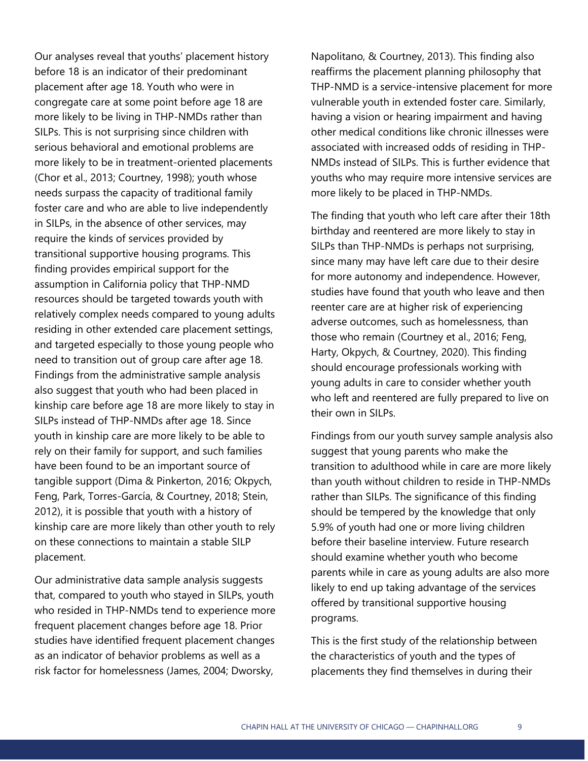Our analyses reveal that youths' placement history before 18 is an indicator of their predominant placement after age 18. Youth who were in congregate care at some point before age 18 are more likely to be living in THP-NMDs rather than SILPs. This is not surprising since children with serious behavioral and emotional problems are more likely to be in treatment-oriented placements (Chor et al., 2013; Courtney, 1998); youth whose needs surpass the capacity of traditional family foster care and who are able to live independently in SILPs, in the absence of other services, may require the kinds of services provided by transitional supportive housing programs. This finding provides empirical support for the assumption in California policy that THP-NMD resources should be targeted towards youth with relatively complex needs compared to young adults residing in other extended care placement settings, and targeted especially to those young people who need to transition out of group care after age 18. Findings from the administrative sample analysis also suggest that youth who had been placed in kinship care before age 18 are more likely to stay in SILPs instead of THP-NMDs after age 18. Since youth in kinship care are more likely to be able to rely on their family for support, and such families have been found to be an important source of tangible support (Dima & Pinkerton, 2016; Okpych, Feng, Park, Torres-García, & Courtney, 2018; Stein, 2012), it is possible that youth with a history of kinship care are more likely than other youth to rely on these connections to maintain a stable SILP placement.

Our administrative data sample analysis suggests that, compared to youth who stayed in SILPs, youth who resided in THP-NMDs tend to experience more frequent placement changes before age 18. Prior studies have identified frequent placement changes as an indicator of behavior problems as well as a risk factor for homelessness (James, 2004; Dworsky, Napolitano, & Courtney, 2013). This finding also reaffirms the placement planning philosophy that THP-NMD is a service-intensive placement for more vulnerable youth in extended foster care. Similarly, having a vision or hearing impairment and having other medical conditions like chronic illnesses were associated with increased odds of residing in THP-NMDs instead of SILPs. This is further evidence that youths who may require more intensive services are more likely to be placed in THP-NMDs.

The finding that youth who left care after their 18th birthday and reentered are more likely to stay in SILPs than THP-NMDs is perhaps not surprising, since many may have left care due to their desire for more autonomy and independence. However, studies have found that youth who leave and then reenter care are at higher risk of experiencing adverse outcomes, such as homelessness, than those who remain (Courtney et al., 2016; Feng, Harty, Okpych, & Courtney, 2020). This finding should encourage professionals working with young adults in care to consider whether youth who left and reentered are fully prepared to live on their own in SILPs.

Findings from our youth survey sample analysis also suggest that young parents who make the transition to adulthood while in care are more likely than youth without children to reside in THP-NMDs rather than SILPs. The significance of this finding should be tempered by the knowledge that only 5.9% of youth had one or more living children before their baseline interview. Future research should examine whether youth who become parents while in care as young adults are also more likely to end up taking advantage of the services offered by transitional supportive housing programs.

This is the first study of the relationship between the characteristics of youth and the types of placements they find themselves in during their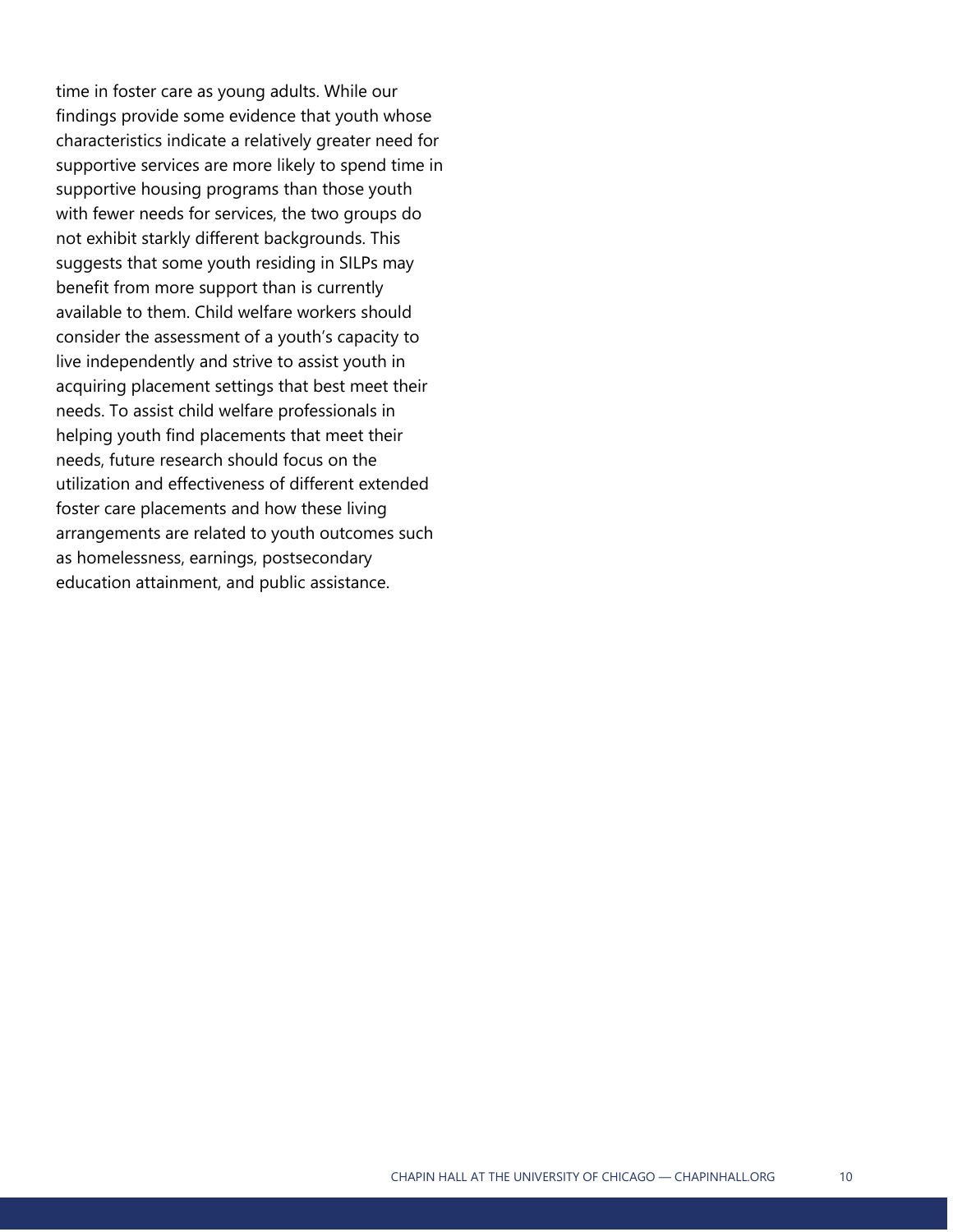time in foster care as young adults. While our findings provide some evidence that youth whose characteristics indicate a relatively greater need for supportive services are more likely to spend time in supportive housing programs than those youth with fewer needs for services, the two groups do not exhibit starkly different backgrounds. This suggests that some youth residing in SILPs may benefit from more support than is currently available to them. Child welfare workers should consider the assessment of a youth's capacity to live independently and strive to assist youth in acquiring placement settings that best meet their needs. To assist child welfare professionals in helping youth find placements that meet their needs, future research should focus on the utilization and effectiveness of different extended foster care placements and how these living arrangements are related to youth outcomes such as homelessness, earnings, postsecondary education attainment, and public assistance.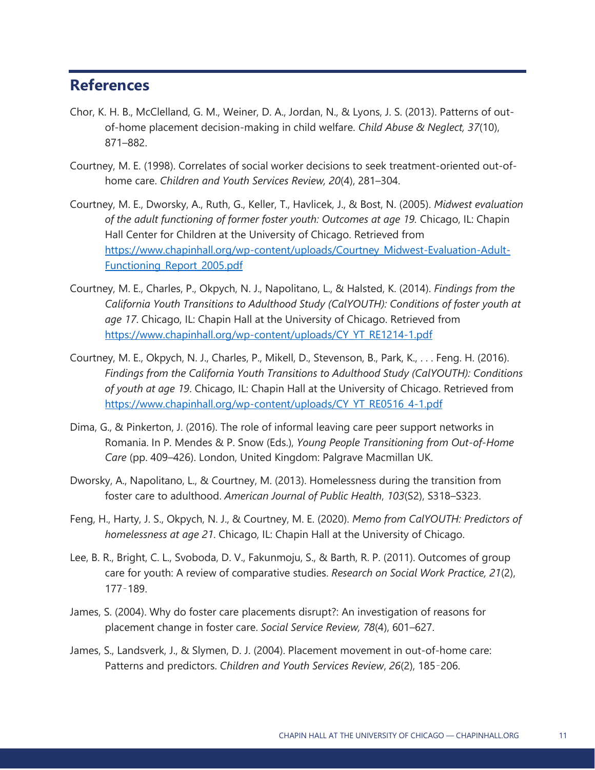## References

Chor, K. H. B., McClelland, G. M., Weiner, D. A., Jordan, N., & Lyons, J. S. (2013). Patterns of out-of-home placement decision-making in child welfare. *Child Abuse & Neglect, 37*(10), 871–882.

Courtney, M. E. (1998). Correlates of social worker decisions to seek treatment-oriented out-of-home care. *Children and Youth Services Review, 20*(4), 281–304.

Courtney, M. E., Dworsky, A., Ruth, G., Keller, T., Havlicek, J., & Bost, N. (2005). *Midwest evaluation of the adult functioning of former foster youth: Outcomes at age 19.* Chicago, IL: Chapin Hall Center for Children at the University of Chicago. Retrieved from [https://www.chapinhall.org/wp-content/uploads/Courtney_Midwest-Evaluation-Adult-Functioning_Report_2005.pdf](https://www.chapinhall.org/wp-content/uploads/Courtney_Midwest-Evaluation-Adult-Functioning_Report_2005.pdf)

Courtney, M. E., Charles, P., Okpych, N. J., Napolitano, L., & Halsted, K. (2014). *Findings from the California Youth Transitions to Adulthood Study (CalYOUTH): Conditions of foster youth at age 17*. Chicago, IL: Chapin Hall at the University of Chicago. Retrieved from [https://www.chapinhall.org/wp-content/uploads/CY_YT_RE1214-1.pdf](https://www.chapinhall.org/wp-content/uploads/CY_YT_RE1214-1.pdf)

Courtney, M. E., Okpych, N. J., Charles, P., Mikell, D., Stevenson, B., Park, K., . . . Feng. H. (2016). *Findings from the California Youth Transitions to Adulthood Study (CalYOUTH): Conditions of youth at age 19*. Chicago, IL: Chapin Hall at the University of Chicago. Retrieved from [https://www.chapinhall.org/wp-content/uploads/CY_YT_RE0516_4-1.pdf](https://www.chapinhall.org/wp-content/uploads/CY_YT_RE0516_4-1.pdf)

Dima, G., & Pinkerton, J. (2016). The role of informal leaving care peer support networks in Romania. In P. Mendes & P. Snow (Eds.), *Young People Transitioning from Out-of-Home Care* (pp. 409–426). London, United Kingdom: Palgrave Macmillan UK.

Dworsky, A., Napolitano, L., & Courtney, M. (2013). Homelessness during the transition from foster care to adulthood. *American Journal of Public Health*, *103*(S2), S318–S323.

Feng, H., Harty, J. S., Okpych, N. J., & Courtney, M. E. (2020). *Memo from CalYOUTH: Predictors of homelessness at age 21*. Chicago, IL: Chapin Hall at the University of Chicago.

Lee, B. R., Bright, C. L., Svoboda, D. V., Fakunmoju, S., & Barth, R. P. (2011). Outcomes of group care for youth: A review of comparative studies. *Research on Social Work Practice, 21*(2), 177‑189.

James, S. (2004). Why do foster care placements disrupt?: An investigation of reasons for placement change in foster care. *Social Service Review, 78*(4), 601–627.

James, S., Landsverk, J., & Slymen, D. J. (2004). Placement movement in out-of-home care: Patterns and predictors. *Children and Youth Services Review*, *26*(2), 185‑206.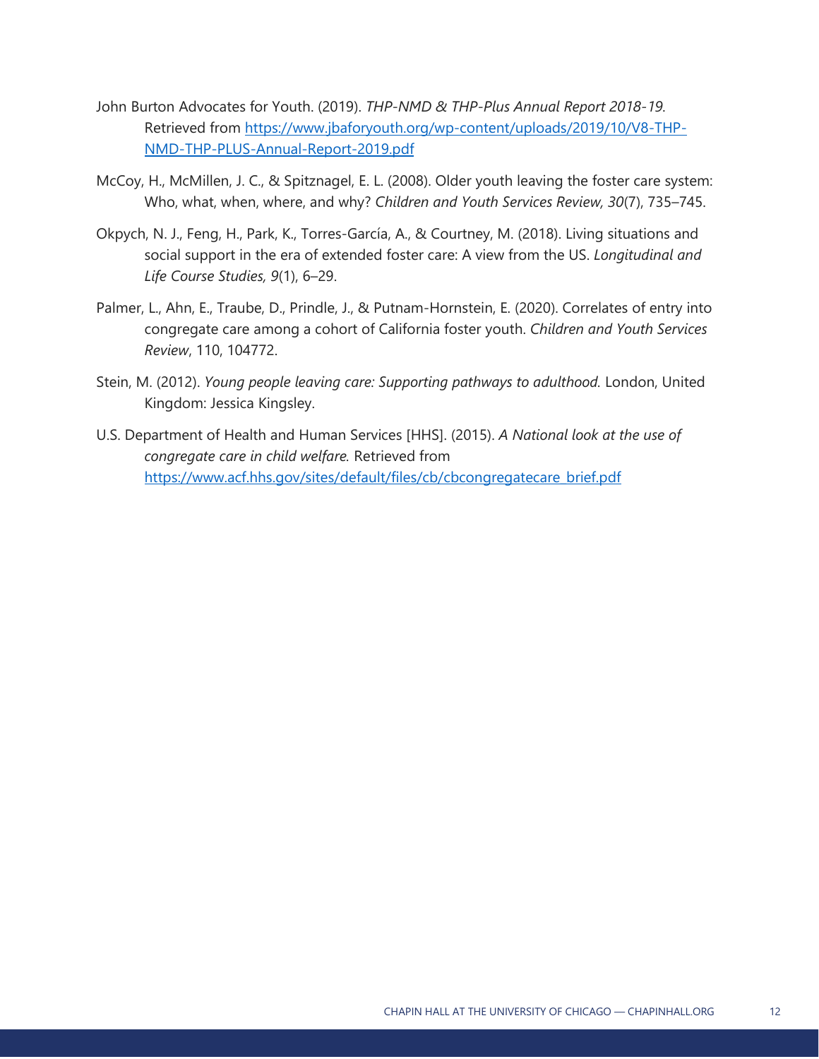John Burton Advocates for Youth. (2019). *THP-NMD & THP-Plus Annual Report 2018-19*. Retrieved from [https://www.jbaforyouth.org/wp-content/uploads/2019/10/V8-THP-NMD-THP-PLUS-Annual-Report-2019.pdf](https://www.jbaforyouth.org/wp-content/uploads/2019/10/V8-THP-NMD-THP-PLUS-Annual-Report-2019.pdf)

McCoy, H., McMillen, J. C., & Spitznagel, E. L. (2008). Older youth leaving the foster care system: Who, what, when, where, and why? *Children and Youth Services Review, 30*(7), 735–745.

Okpych, N. J., Feng, H., Park, K., Torres-García, A., & Courtney, M. (2018). Living situations and social support in the era of extended foster care: A view from the US. *Longitudinal and Life Course Studies, 9*(1), 6–29.

Palmer, L., Ahn, E., Traube, D., Prindle, J., & Putnam-Hornstein, E. (2020). Correlates of entry into congregate care among a cohort of California foster youth. *Children and Youth Services Review*, 110, 104772.

Stein, M. (2012). *Young people leaving care: Supporting pathways to adulthood.* London, United Kingdom: Jessica Kingsley.

U.S. Department of Health and Human Services [HHS]. (2015). *A National look at the use of congregate care in child welfare.* Retrieved from [https://www.acf.hhs.gov/sites/default/files/cb/cbcongregatecare_brief.pdf](https://www.acf.hhs.gov/sites/default/files/cb/cbcongregatecare_brief.pdf)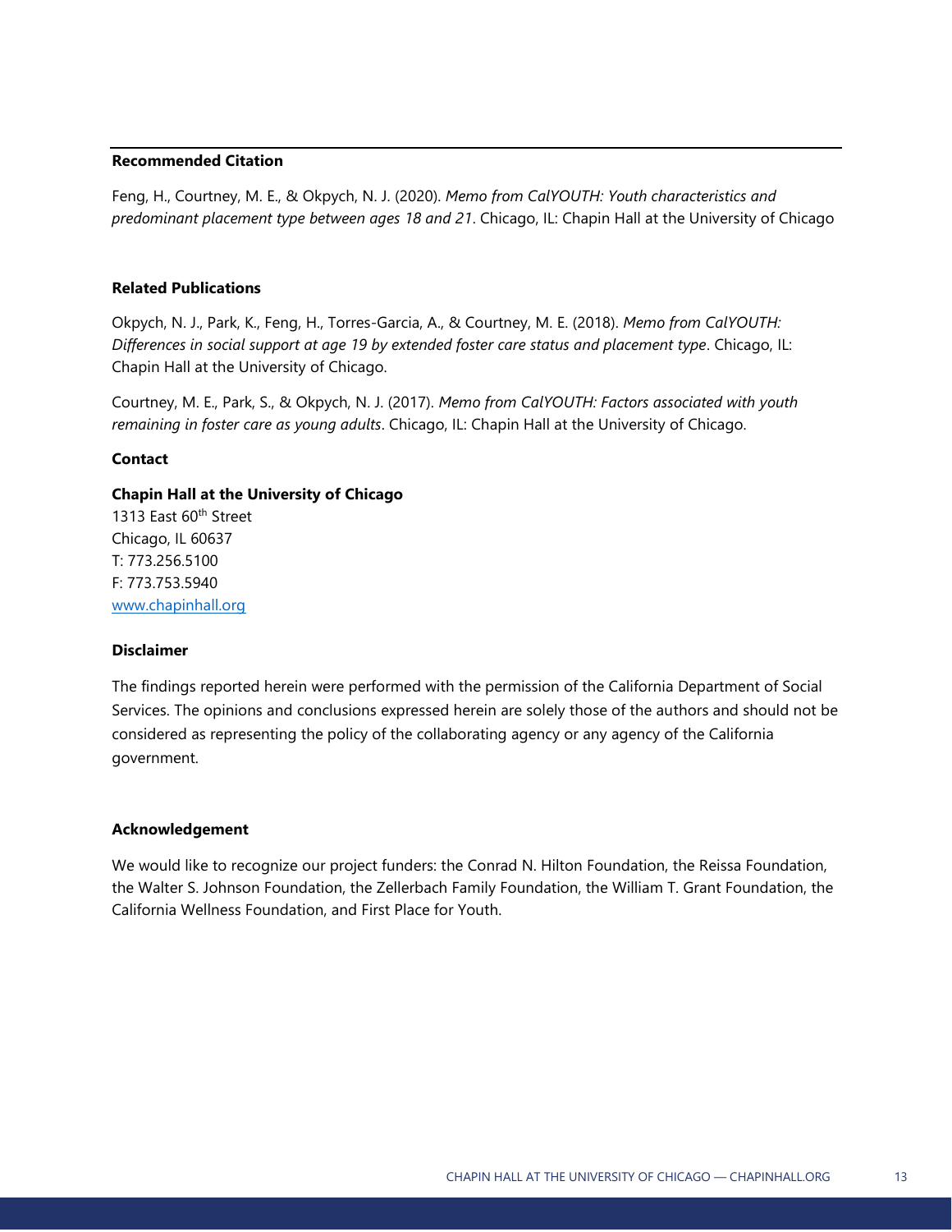### Recommended Citation

Feng, H., Courtney, M. E., & Okpych, N. J. (2020). *Memo from CalYOUTH: Youth characteristics and predominant placement type between ages 18 and 21*. Chicago, IL: Chapin Hall at the University of Chicago

### Related Publications

Okpych, N. J., Park, K., Feng, H., Torres-Garcia, A., & Courtney, M. E. (2018). *Memo from CalYOUTH: Differences in social support at age 19 by extended foster care status and placement type*. Chicago, IL: Chapin Hall at the University of Chicago.

Courtney, M. E., Park, S., & Okpych, N. J. (2017). *Memo from CalYOUTH: Factors associated with youth remaining in foster care as young adults*. Chicago, IL: Chapin Hall at the University of Chicago.

### Contact

**Chapin Hall at the University of Chicago**
1313 East 60th Street
Chicago, IL 60637
T: 773.256.5100
F: 773.753.5940
www.chapinhall.org

### Disclaimer

The findings reported herein were performed with the permission of the California Department of Social Services. The opinions and conclusions expressed herein are solely those of the authors and should not be considered as representing the policy of the collaborating agency or any agency of the California government.

### Acknowledgement

We would like to recognize our project funders: the Conrad N. Hilton Foundation, the Reissa Foundation, the Walter S. Johnson Foundation, the Zellerbach Family Foundation, the William T. Grant Foundation, the California Wellness Foundation, and First Place for Youth.